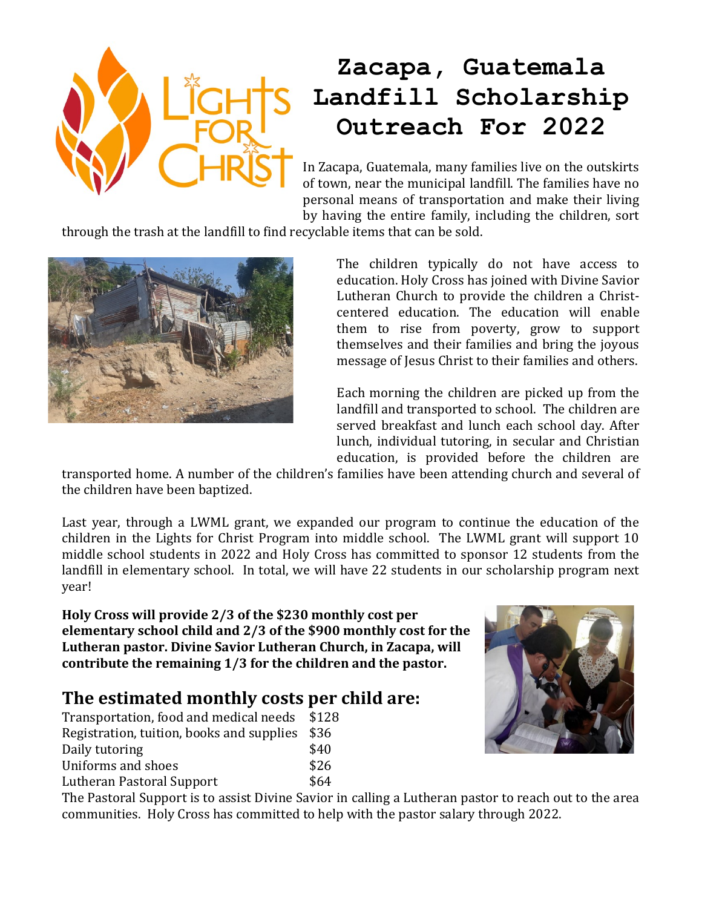# Zacapa, Guatemala Landfill Scholarship Outreach For 2022

In Zacapa, Guatemala, many families live on the outskirts of town, near the municipal landfill. The families have no personal means of transportation and make their living by having the entire family, including the children, sort through the trash at the landfill to find recyclable items that can be sold.

The children typically do not have access to education. Holy Cross has joined with Divine Savior Lutheran Church to provide the children a Christ-centered education. The education will enable them to rise from poverty, grow to support themselves and their families and bring the joyous message of Jesus Christ to their families and others.

Each morning the children are picked up from the landfill and transported to school. The children are served breakfast and lunch each school day. After lunch, individual tutoring, in secular and Christian education, is provided before the children are transported home. A number of the children's families have been attending church and several of the children have been baptized.

Last year, through a LWML grant, we expanded our program to continue the education of the children in the Lights for Christ Program into middle school. The LWML grant will support 10 middle school students in 2022 and Holy Cross has committed to sponsor 12 students from the landfill in elementary school. In total, we will have 22 students in our scholarship program next year!

**Holy Cross will provide 2/3 of the $230 monthly cost per elementary school child and 2/3 of the $900 monthly cost for the Lutheran pastor. Divine Savior Lutheran Church, in Zacapa, will contribute the remaining 1/3 for the children and the pastor.**

## The estimated monthly costs per child are:

| | |
|---|---|
| Transportation, food and medical needs | $128 |
| Registration, tuition, books and supplies | $36 |
| Daily tutoring | $40 |
| Uniforms and shoes | $26 |
| Lutheran Pastoral Support | $64 |

The Pastoral Support is to assist Divine Savior in calling a Lutheran pastor to reach out to the area communities. Holy Cross has committed to help with the pastor salary through 2022.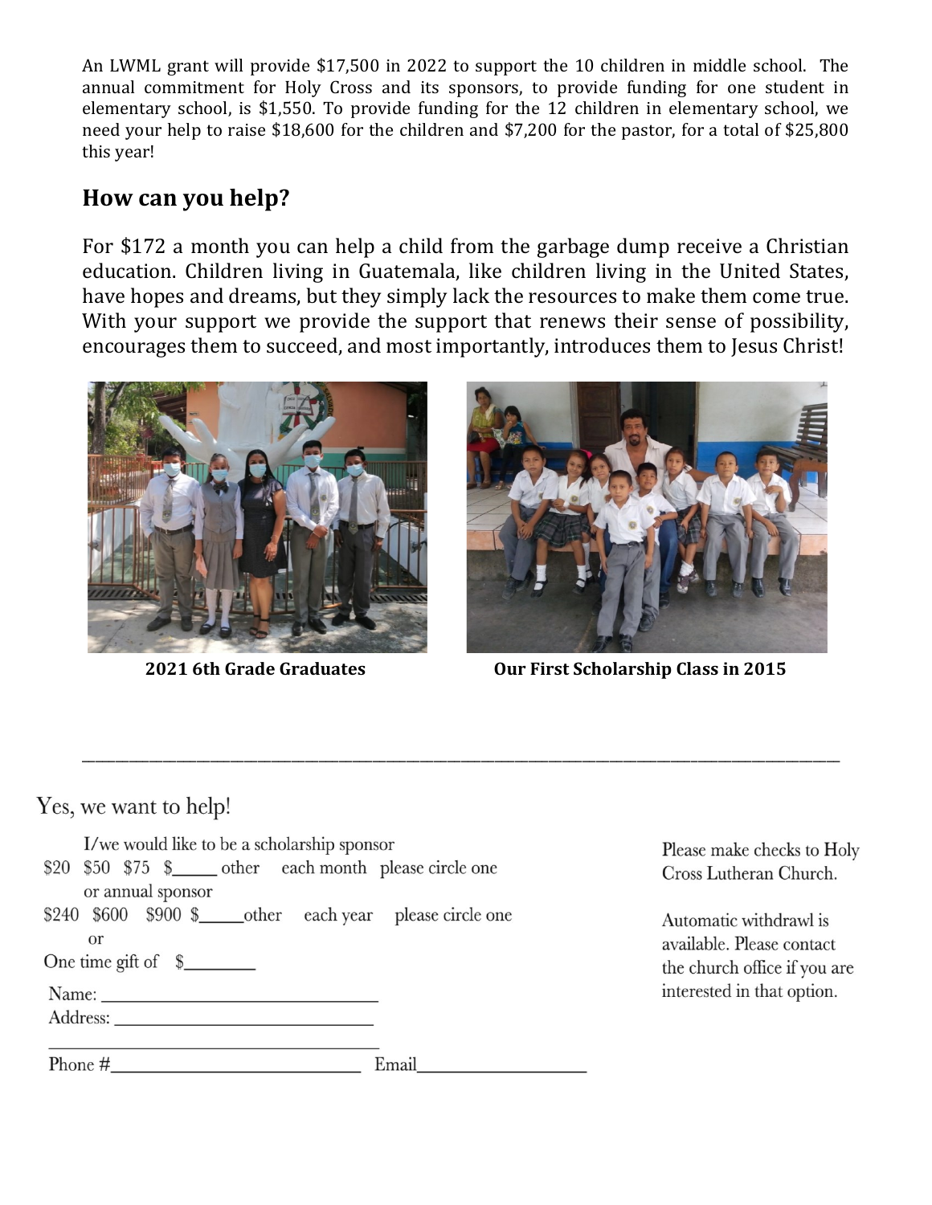An LWML grant will provide $17,500 in 2022 to support the 10 children in middle school. The annual commitment for Holy Cross and its sponsors, to provide funding for one student in elementary school, is $1,550. To provide funding for the 12 children in elementary school, we need your help to raise $18,600 for the children and $7,200 for the pastor, for a total of $25,800 this year!

## How can you help?

For $172 a month you can help a child from the garbage dump receive a Christian education. Children living in Guatemala, like children living in the United States, have hopes and dreams, but they simply lack the resources to make them come true. With your support we provide the support that renews their sense of possibility, encourages them to succeed, and most importantly, introduces them to Jesus Christ!

**2021 6th Grade Graduates**

**Our First Scholarship Class in 2015**

---

Yes, we want to help!

I/we would like to be a scholarship sponsor
$20 $50 $75 $_____ other each month please circle one
or annual sponsor
$240 $600 $900 $_____other each year please circle one
or
One time gift of $________

Name: ______________________________
Address: ______________________________
______________________________
Phone #______________________________ Email____________________

Please make checks to Holy Cross Lutheran Church.

Automatic withdrawl is available. Please contact the church office if you are interested in that option.